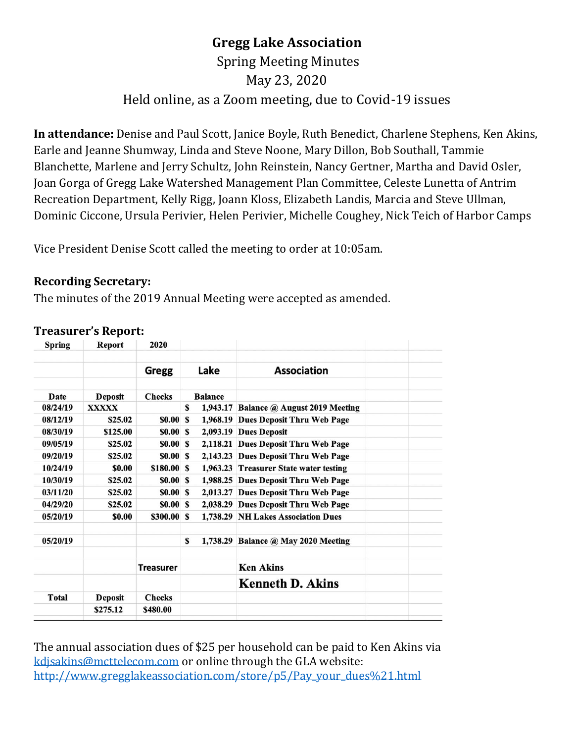# Gregg Lake Association

Spring Meeting Minutes

May 23, 2020

Held online, as a Zoom meeting, due to Covid-19 issues

**In attendance:** Denise and Paul Scott, Janice Boyle, Ruth Benedict, Charlene Stephens, Ken Akins, Earle and Jeanne Shumway, Linda and Steve Noone, Mary Dillon, Bob Southall, Tammie Blanchette, Marlene and Jerry Schultz, John Reinstein, Nancy Gertner, Martha and David Osler, Joan Gorga of Gregg Lake Watershed Management Plan Committee, Celeste Lunetta of Antrim Recreation Department, Kelly Rigg, Joann Kloss, Elizabeth Landis, Marcia and Steve Ullman, Dominic Ciccone, Ursula Perivier, Helen Perivier, Michelle Coughey, Nick Teich of Harbor Camps

Vice President Denise Scott called the meeting to order at 10:05am.

**Recording Secretary:**

The minutes of the 2019 Annual Meeting were accepted as amended.

**Treasurer's Report:**

| Spring | Report | 2020 | | |
|---|---|---|---|---|
| | | **Gregg** | **Lake** | **Association** |
| **Date** | **Deposit** | **Checks** | **Balance** | |
| 08/24/19 | XXXXX | | $ 1,943.17 | Balance @ August 2019 Meeting |
| 08/12/19 | $25.02 | $0.00 | $ 1,968.19 | Dues Deposit Thru Web Page |
| 08/30/19 | $125.00 | $0.00 | $ 2,093.19 | Dues Deposit |
| 09/05/19 | $25.02 | $0.00 | $ 2,118.21 | Dues Deposit Thru Web Page |
| 09/20/19 | $25.02 | $0.00 | $ 2,143.23 | Dues Deposit Thru Web Page |
| 10/24/19 | $0.00 | $180.00 | $ 1,963.23 | Treasurer State water testing |
| 10/30/19 | $25.02 | $0.00 | $ 1,988.25 | Dues Deposit Thru Web Page |
| 03/11/20 | $25.02 | $0.00 | $ 2,013.27 | Dues Deposit Thru Web Page |
| 04/29/20 | $25.02 | $0.00 | $ 2,038.29 | Dues Deposit Thru Web Page |
| 05/20/19 | $0.00 | $300.00 | $ 1,738.29 | NH Lakes Association Dues |
| | | | | |
| 05/20/19 | | | $ 1,738.29 | Balance @ May 2020 Meeting |
| | | Treasurer | | Ken Akins |
| | | | | Kenneth D. Akins |
| **Total** | **Deposit** | **Checks** | | |
| | $275.12 | $480.00 | | |

The annual association dues of $25 per household can be paid to Ken Akins via kdjsakins@mcttelecom.com or online through the GLA website: http://www.gregglakeassociation.com/store/p5/Pay_your_dues%21.html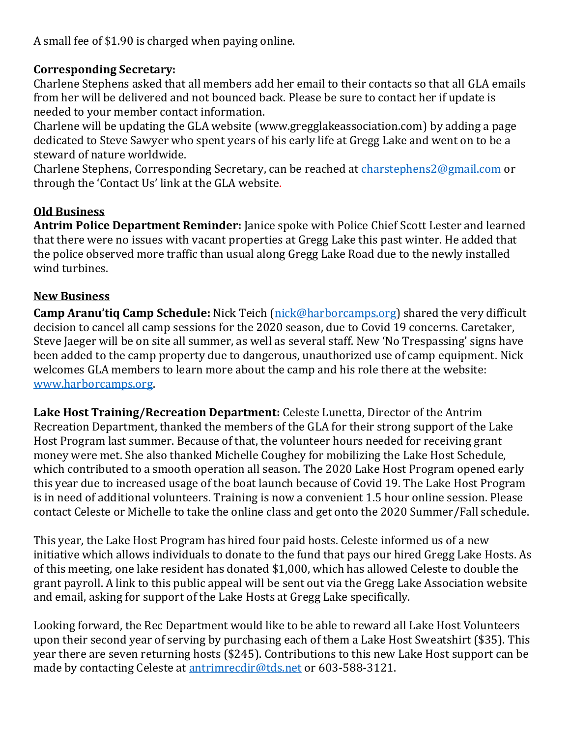A small fee of $1.90 is charged when paying online.

**Corresponding Secretary:**
Charlene Stephens asked that all members add her email to their contacts so that all GLA emails from her will be delivered and not bounced back. Please be sure to contact her if update is needed to your member contact information.
Charlene will be updating the GLA website (www.gregglakeassociation.com) by adding a page dedicated to Steve Sawyer who spent years of his early life at Gregg Lake and went on to be a steward of nature worldwide.
Charlene Stephens, Corresponding Secretary, can be reached at charstephens2@gmail.com or through the 'Contact Us' link at the GLA website.

## Old Business

**Antrim Police Department Reminder:** Janice spoke with Police Chief Scott Lester and learned that there were no issues with vacant properties at Gregg Lake this past winter. He added that the police observed more traffic than usual along Gregg Lake Road due to the newly installed wind turbines.

## New Business

**Camp Aranu'tiq Camp Schedule:** Nick Teich (nick@harborcamps.org) shared the very difficult decision to cancel all camp sessions for the 2020 season, due to Covid 19 concerns. Caretaker, Steve Jaeger will be on site all summer, as well as several staff. New 'No Trespassing' signs have been added to the camp property due to dangerous, unauthorized use of camp equipment. Nick welcomes GLA members to learn more about the camp and his role there at the website: www.harborcamps.org.

**Lake Host Training/Recreation Department:** Celeste Lunetta, Director of the Antrim Recreation Department, thanked the members of the GLA for their strong support of the Lake Host Program last summer. Because of that, the volunteer hours needed for receiving grant money were met. She also thanked Michelle Coughey for mobilizing the Lake Host Schedule, which contributed to a smooth operation all season. The 2020 Lake Host Program opened early this year due to increased usage of the boat launch because of Covid 19. The Lake Host Program is in need of additional volunteers. Training is now a convenient 1.5 hour online session. Please contact Celeste or Michelle to take the online class and get onto the 2020 Summer/Fall schedule.

This year, the Lake Host Program has hired four paid hosts. Celeste informed us of a new initiative which allows individuals to donate to the fund that pays our hired Gregg Lake Hosts. As of this meeting, one lake resident has donated $1,000, which has allowed Celeste to double the grant payroll. A link to this public appeal will be sent out via the Gregg Lake Association website and email, asking for support of the Lake Hosts at Gregg Lake specifically.

Looking forward, the Rec Department would like to be able to reward all Lake Host Volunteers upon their second year of serving by purchasing each of them a Lake Host Sweatshirt ($35). This year there are seven returning hosts ($245). Contributions to this new Lake Host support can be made by contacting Celeste at antrimrecdir@tds.net or 603-588-3121.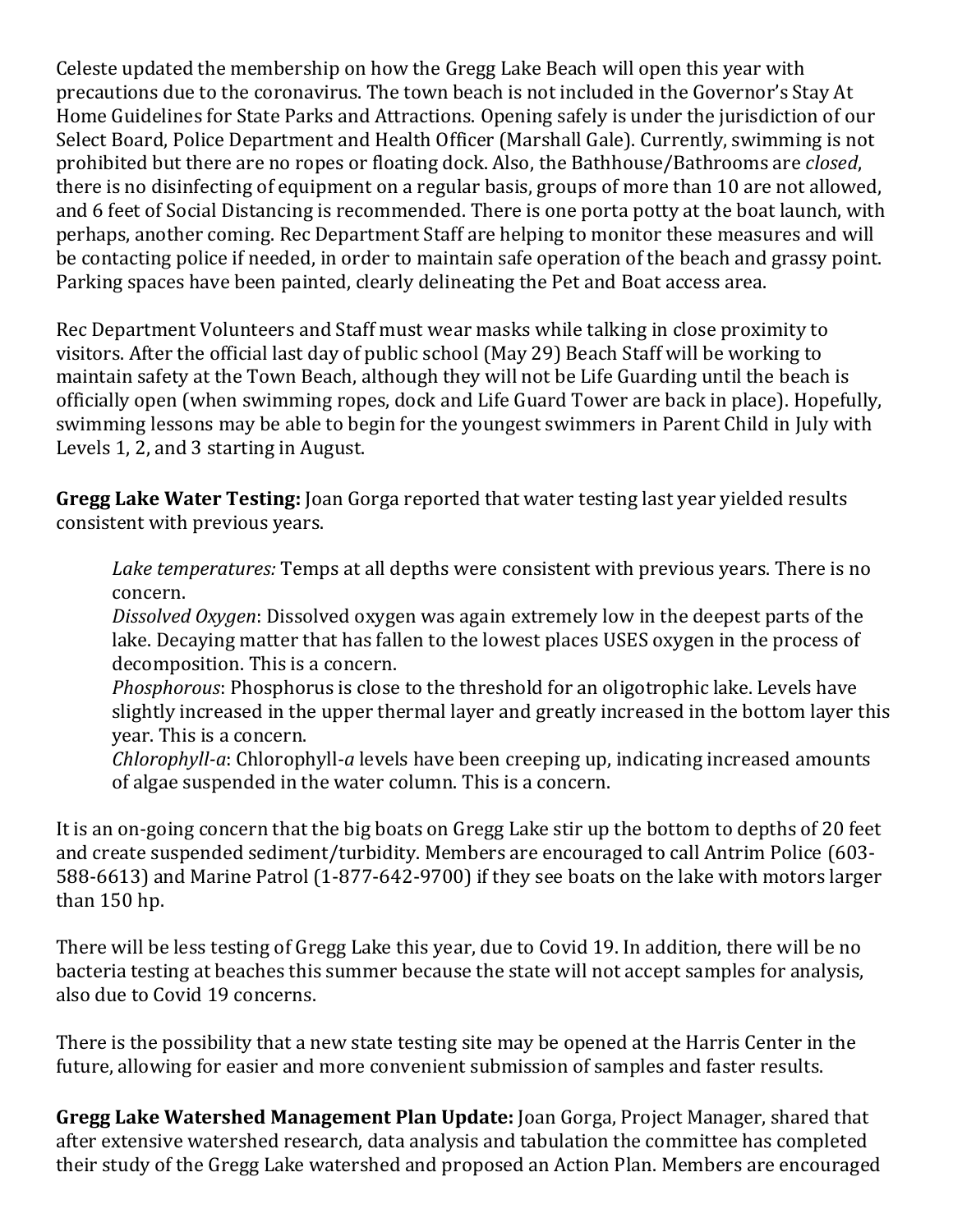Celeste updated the membership on how the Gregg Lake Beach will open this year with precautions due to the coronavirus. The town beach is not included in the Governor's Stay At Home Guidelines for State Parks and Attractions. Opening safely is under the jurisdiction of our Select Board, Police Department and Health Officer (Marshall Gale). Currently, swimming is not prohibited but there are no ropes or floating dock. Also, the Bathhouse/Bathrooms are *closed*, there is no disinfecting of equipment on a regular basis, groups of more than 10 are not allowed, and 6 feet of Social Distancing is recommended. There is one porta potty at the boat launch, with perhaps, another coming. Rec Department Staff are helping to monitor these measures and will be contacting police if needed, in order to maintain safe operation of the beach and grassy point. Parking spaces have been painted, clearly delineating the Pet and Boat access area.

Rec Department Volunteers and Staff must wear masks while talking in close proximity to visitors. After the official last day of public school (May 29) Beach Staff will be working to maintain safety at the Town Beach, although they will not be Life Guarding until the beach is officially open (when swimming ropes, dock and Life Guard Tower are back in place). Hopefully, swimming lessons may be able to begin for the youngest swimmers in Parent Child in July with Levels 1, 2, and 3 starting in August.

**Gregg Lake Water Testing:** Joan Gorga reported that water testing last year yielded results consistent with previous years.

> *Lake temperatures:* Temps at all depths were consistent with previous years. There is no concern.
> *Dissolved Oxygen*: Dissolved oxygen was again extremely low in the deepest parts of the lake. Decaying matter that has fallen to the lowest places USES oxygen in the process of decomposition. This is a concern.
> *Phosphorous*: Phosphorus is close to the threshold for an oligotrophic lake. Levels have slightly increased in the upper thermal layer and greatly increased in the bottom layer this year. This is a concern.
> *Chlorophyll-a*: Chlorophyll-*a* levels have been creeping up, indicating increased amounts of algae suspended in the water column. This is a concern.

It is an on-going concern that the big boats on Gregg Lake stir up the bottom to depths of 20 feet and create suspended sediment/turbidity. Members are encouraged to call Antrim Police (603-588-6613) and Marine Patrol (1-877-642-9700) if they see boats on the lake with motors larger than 150 hp.

There will be less testing of Gregg Lake this year, due to Covid 19. In addition, there will be no bacteria testing at beaches this summer because the state will not accept samples for analysis, also due to Covid 19 concerns.

There is the possibility that a new state testing site may be opened at the Harris Center in the future, allowing for easier and more convenient submission of samples and faster results.

**Gregg Lake Watershed Management Plan Update:** Joan Gorga, Project Manager, shared that after extensive watershed research, data analysis and tabulation the committee has completed their study of the Gregg Lake watershed and proposed an Action Plan. Members are encouraged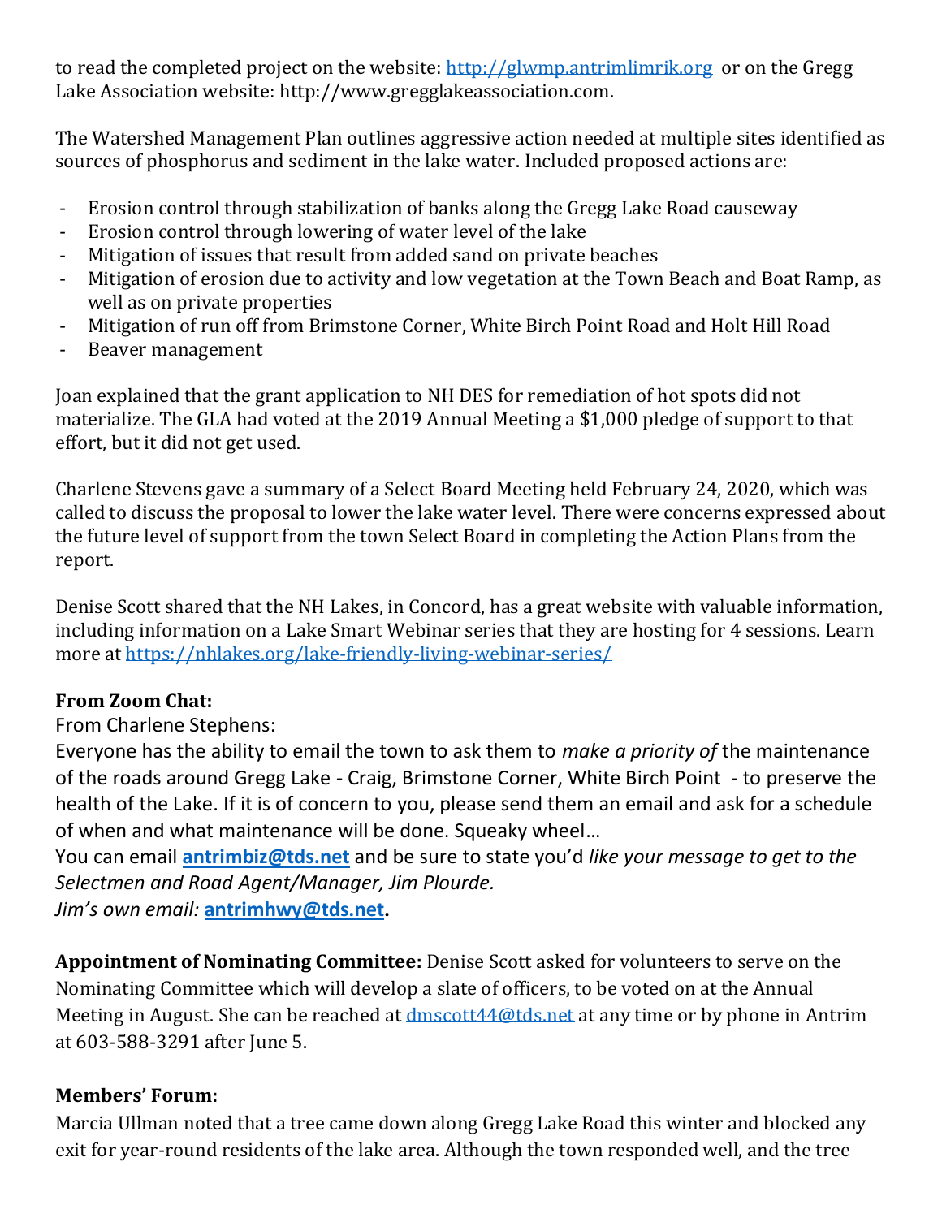to read the completed project on the website: http://glwmp.antrimlimrik.org or on the Gregg Lake Association website: http://www.gregglakeassociation.com.

The Watershed Management Plan outlines aggressive action needed at multiple sites identified as sources of phosphorus and sediment in the lake water. Included proposed actions are:

- Erosion control through stabilization of banks along the Gregg Lake Road causeway
- Erosion control through lowering of water level of the lake
- Mitigation of issues that result from added sand on private beaches
- Mitigation of erosion due to activity and low vegetation at the Town Beach and Boat Ramp, as well as on private properties
- Mitigation of run off from Brimstone Corner, White Birch Point Road and Holt Hill Road
- Beaver management

Joan explained that the grant application to NH DES for remediation of hot spots did not materialize. The GLA had voted at the 2019 Annual Meeting a $1,000 pledge of support to that effort, but it did not get used.

Charlene Stevens gave a summary of a Select Board Meeting held February 24, 2020, which was called to discuss the proposal to lower the lake water level. There were concerns expressed about the future level of support from the town Select Board in completing the Action Plans from the report.

Denise Scott shared that the NH Lakes, in Concord, has a great website with valuable information, including information on a Lake Smart Webinar series that they are hosting for 4 sessions. Learn more at https://nhlakes.org/lake-friendly-living-webinar-series/

**From Zoom Chat:**
From Charlene Stephens:
Everyone has the ability to email the town to ask them to *make a priority of* the maintenance of the roads around Gregg Lake - Craig, Brimstone Corner, White Birch Point - to preserve the health of the Lake. If it is of concern to you, please send them an email and ask for a schedule of when and what maintenance will be done. Squeaky wheel…
You can email **antrimbiz@tds.net** and be sure to state you'd *like your message to get to the Selectmen and Road Agent/Manager, Jim Plourde.*
*Jim's own email:* **antrimhwy@tds.net.**

**Appointment of Nominating Committee:** Denise Scott asked for volunteers to serve on the Nominating Committee which will develop a slate of officers, to be voted on at the Annual Meeting in August. She can be reached at dmscott44@tds.net at any time or by phone in Antrim at 603-588-3291 after June 5.

**Members' Forum:**
Marcia Ullman noted that a tree came down along Gregg Lake Road this winter and blocked any exit for year-round residents of the lake area. Although the town responded well, and the tree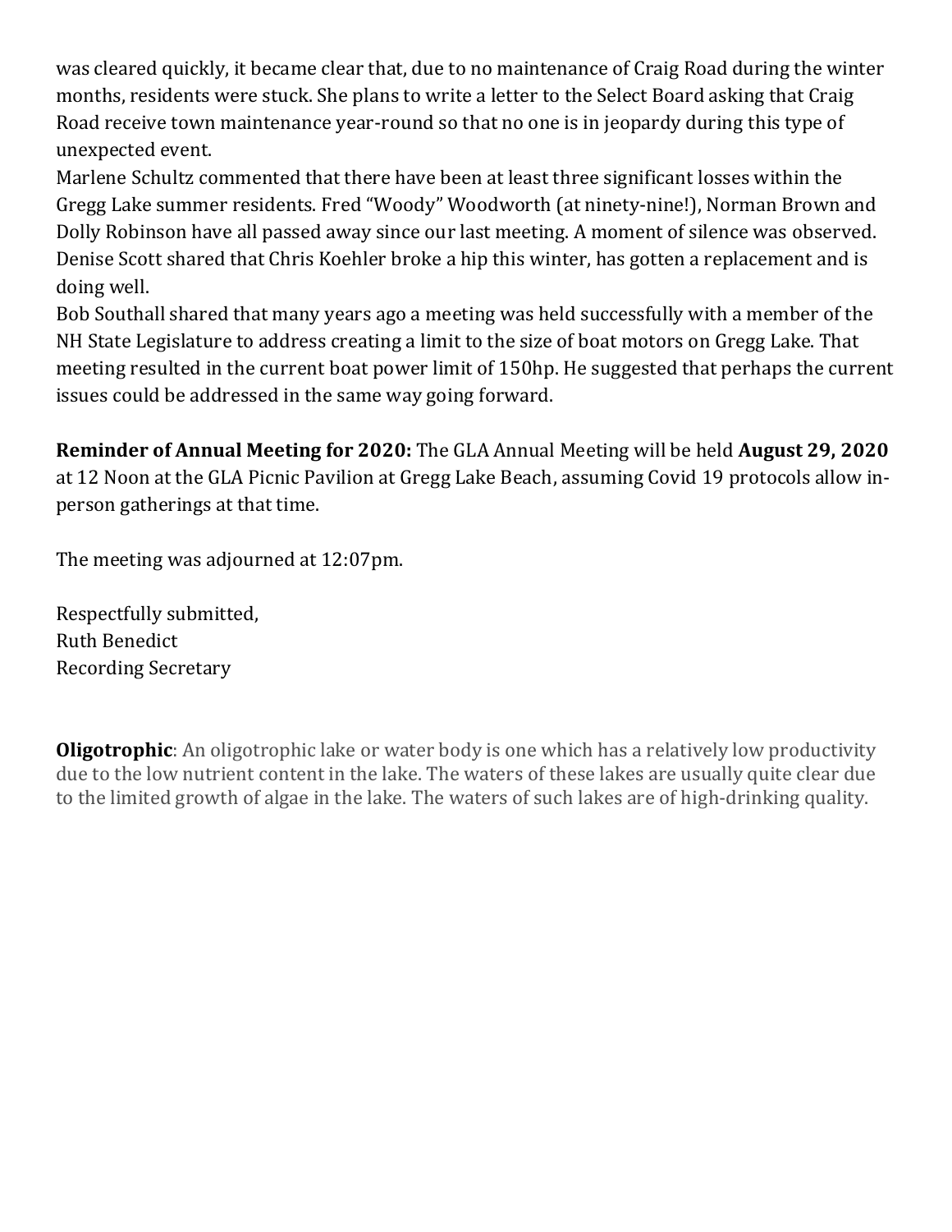was cleared quickly, it became clear that, due to no maintenance of Craig Road during the winter months, residents were stuck. She plans to write a letter to the Select Board asking that Craig Road receive town maintenance year-round so that no one is in jeopardy during this type of unexpected event.

Marlene Schultz commented that there have been at least three significant losses within the Gregg Lake summer residents. Fred "Woody" Woodworth (at ninety-nine!), Norman Brown and Dolly Robinson have all passed away since our last meeting. A moment of silence was observed.

Denise Scott shared that Chris Koehler broke a hip this winter, has gotten a replacement and is doing well.

Bob Southall shared that many years ago a meeting was held successfully with a member of the NH State Legislature to address creating a limit to the size of boat motors on Gregg Lake. That meeting resulted in the current boat power limit of 150hp. He suggested that perhaps the current issues could be addressed in the same way going forward.

**Reminder of Annual Meeting for 2020:** The GLA Annual Meeting will be held **August 29, 2020** at 12 Noon at the GLA Picnic Pavilion at Gregg Lake Beach, assuming Covid 19 protocols allow in-person gatherings at that time.

The meeting was adjourned at 12:07pm.

Respectfully submitted,
Ruth Benedict
Recording Secretary

**Oligotrophic**: An oligotrophic lake or water body is one which has a relatively low productivity due to the low nutrient content in the lake. The waters of these lakes are usually quite clear due to the limited growth of algae in the lake. The waters of such lakes are of high-drinking quality.